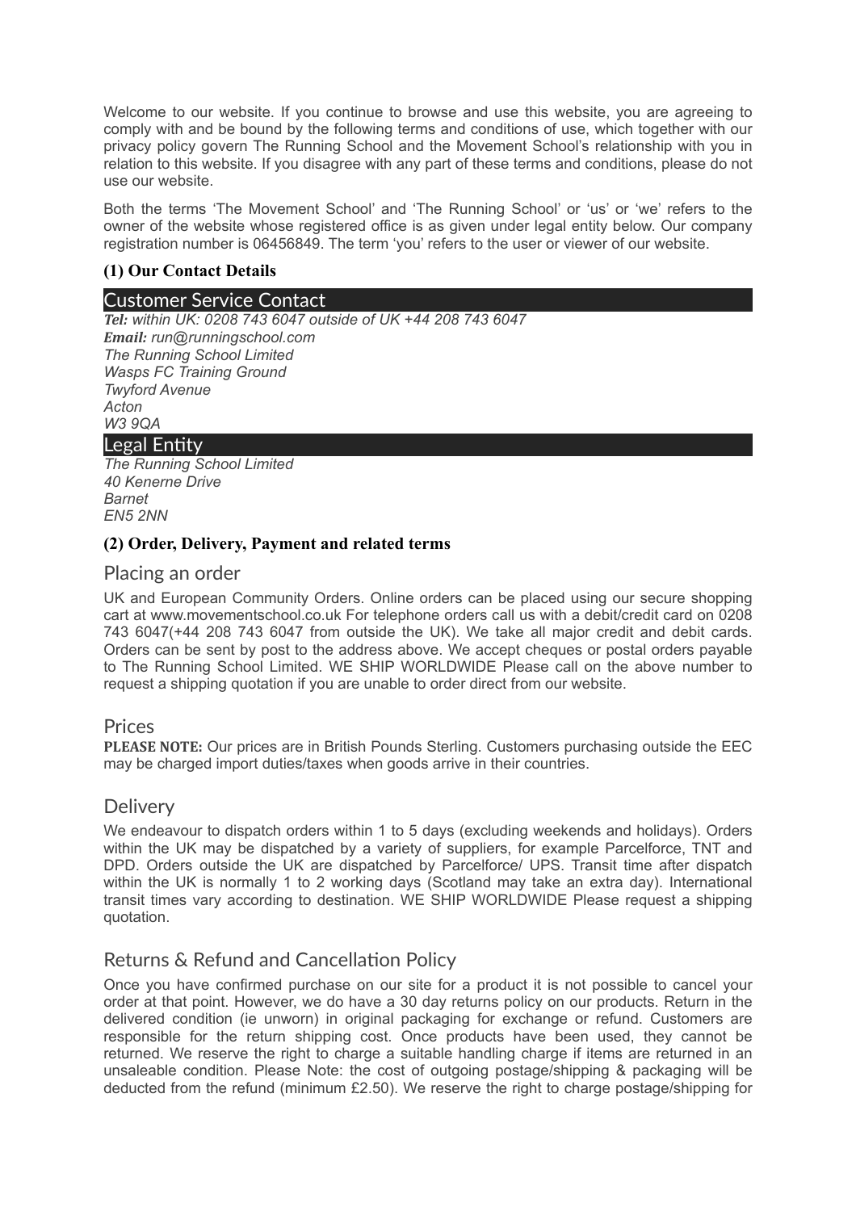Welcome to our website. If you continue to browse and use this website, you are agreeing to comply with and be bound by the following terms and conditions of use, which together with our privacy policy govern The Running School and the Movement School's relationship with you in relation to this website. If you disagree with any part of these terms and conditions, please do not use our website.

Both the terms 'The Movement School' and 'The Running School' or 'us' or 'we' refers to the owner of the website whose registered office is as given under legal entity below. Our company registration number is 06456849. The term 'you' refers to the user or viewer of our website.

**(1) Our Contact Details**

## Customer Service Contact

***Tel:*** *within UK: 0208 743 6047 outside of UK +44 208 743 6047*
***Email:*** *run@runningschool.com*
*The Running School Limited*
*Wasps FC Training Ground*
*Twyford Avenue*
*Acton*
*W3 9QA*

## Legal Entity

*The Running School Limited*
*40 Kenerne Drive*
*Barnet*
*EN5 2NN*

**(2) Order, Delivery, Payment and related terms**

### Placing an order

UK and European Community Orders. Online orders can be placed using our secure shopping cart at www.movementschool.co.uk For telephone orders call us with a debit/credit card on 0208 743 6047(+44 208 743 6047 from outside the UK). We take all major credit and debit cards. Orders can be sent by post to the address above. We accept cheques or postal orders payable to The Running School Limited. WE SHIP WORLDWIDE Please call on the above number to request a shipping quotation if you are unable to order direct from our website.

### Prices

**PLEASE NOTE:** Our prices are in British Pounds Sterling. Customers purchasing outside the EEC may be charged import duties/taxes when goods arrive in their countries.

### Delivery

We endeavour to dispatch orders within 1 to 5 days (excluding weekends and holidays). Orders within the UK may be dispatched by a variety of suppliers, for example Parcelforce, TNT and DPD. Orders outside the UK are dispatched by Parcelforce/ UPS. Transit time after dispatch within the UK is normally 1 to 2 working days (Scotland may take an extra day). International transit times vary according to destination. WE SHIP WORLDWIDE Please request a shipping quotation.

### Returns & Refund and Cancellation Policy

Once you have confirmed purchase on our site for a product it is not possible to cancel your order at that point. However, we do have a 30 day returns policy on our products. Return in the delivered condition (ie unworn) in original packaging for exchange or refund. Customers are responsible for the return shipping cost. Once products have been used, they cannot be returned. We reserve the right to charge a suitable handling charge if items are returned in an unsaleable condition. Please Note: the cost of outgoing postage/shipping & packaging will be deducted from the refund (minimum £2.50). We reserve the right to charge postage/shipping for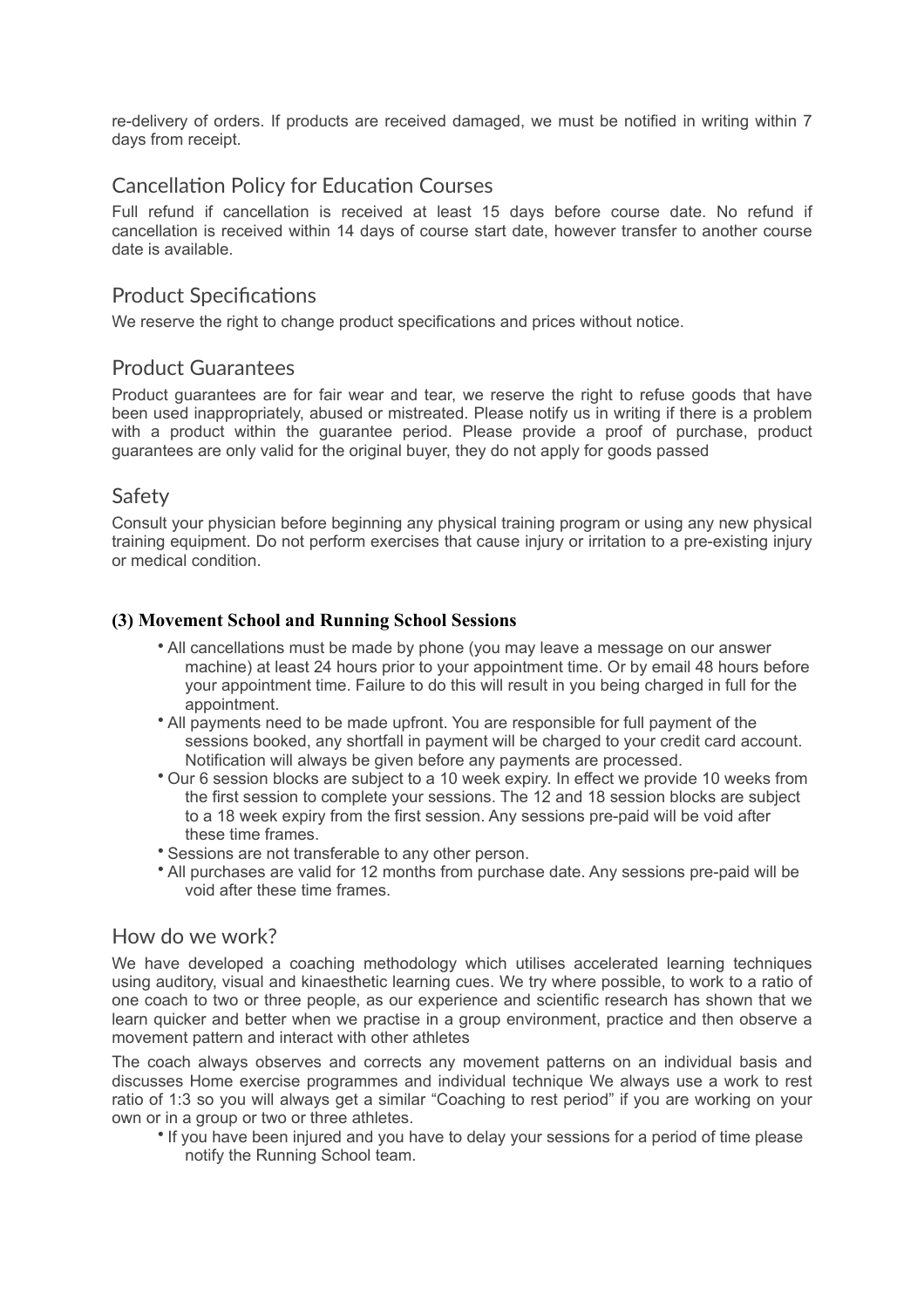re-delivery of orders. If products are received damaged, we must be notified in writing within 7 days from receipt.

## Cancellation Policy for Education Courses

Full refund if cancellation is received at least 15 days before course date. No refund if cancellation is received within 14 days of course start date, however transfer to another course date is available.

## Product Specifications

We reserve the right to change product specifications and prices without notice.

## Product Guarantees

Product guarantees are for fair wear and tear, we reserve the right to refuse goods that have been used inappropriately, abused or mistreated. Please notify us in writing if there is a problem with a product within the guarantee period. Please provide a proof of purchase, product guarantees are only valid for the original buyer, they do not apply for goods passed

## Safety

Consult your physician before beginning any physical training program or using any new physical training equipment. Do not perform exercises that cause injury or irritation to a pre-existing injury or medical condition.

### (3) Movement School and Running School Sessions

- All cancellations must be made by phone (you may leave a message on our answer machine) at least 24 hours prior to your appointment time. Or by email 48 hours before your appointment time. Failure to do this will result in you being charged in full for the appointment.
- All payments need to be made upfront. You are responsible for full payment of the sessions booked, any shortfall in payment will be charged to your credit card account. Notification will always be given before any payments are processed.
- Our 6 session blocks are subject to a 10 week expiry. In effect we provide 10 weeks from the first session to complete your sessions. The 12 and 18 session blocks are subject to a 18 week expiry from the first session. Any sessions pre-paid will be void after these time frames.
- Sessions are not transferable to any other person.
- All purchases are valid for 12 months from purchase date. Any sessions pre-paid will be void after these time frames.

## How do we work?

We have developed a coaching methodology which utilises accelerated learning techniques using auditory, visual and kinaesthetic learning cues. We try where possible, to work to a ratio of one coach to two or three people, as our experience and scientific research has shown that we learn quicker and better when we practise in a group environment, practice and then observe a movement pattern and interact with other athletes

The coach always observes and corrects any movement patterns on an individual basis and discusses Home exercise programmes and individual technique We always use a work to rest ratio of 1:3 so you will always get a similar "Coaching to rest period" if you are working on your own or in a group or two or three athletes.

- If you have been injured and you have to delay your sessions for a period of time please notify the Running School team.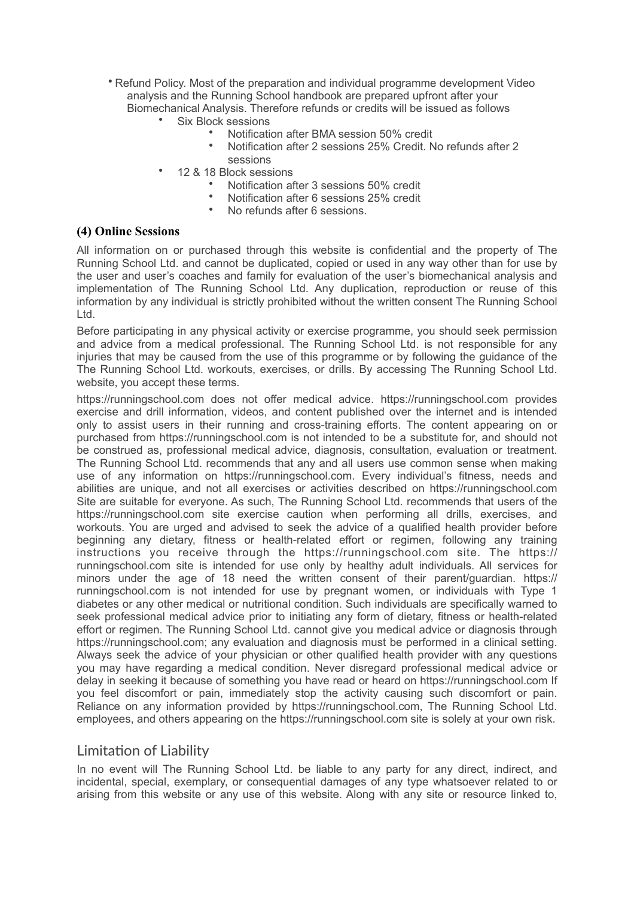- Refund Policy. Most of the preparation and individual programme development Video analysis and the Running School handbook are prepared upfront after your Biomechanical Analysis. Therefore refunds or credits will be issued as follows
  - Six Block sessions
    - Notification after BMA session 50% credit
    - Notification after 2 sessions 25% Credit. No refunds after 2 sessions
  - 12 & 18 Block sessions
    - Notification after 3 sessions 50% credit
    - Notification after 6 sessions 25% credit
    - No refunds after 6 sessions.

### (4) Online Sessions

All information on or purchased through this website is confidential and the property of The Running School Ltd. and cannot be duplicated, copied or used in any way other than for use by the user and user's coaches and family for evaluation of the user's biomechanical analysis and implementation of The Running School Ltd. Any duplication, reproduction or reuse of this information by any individual is strictly prohibited without the written consent The Running School Ltd.

Before participating in any physical activity or exercise programme, you should seek permission and advice from a medical professional. The Running School Ltd. is not responsible for any injuries that may be caused from the use of this programme or by following the guidance of the The Running School Ltd. workouts, exercises, or drills. By accessing The Running School Ltd. website, you accept these terms.

https://runningschool.com does not offer medical advice. https://runningschool.com provides exercise and drill information, videos, and content published over the internet and is intended only to assist users in their running and cross-training efforts. The content appearing on or purchased from https://runningschool.com is not intended to be a substitute for, and should not be construed as, professional medical advice, diagnosis, consultation, evaluation or treatment. The Running School Ltd. recommends that any and all users use common sense when making use of any information on https://runningschool.com. Every individual's fitness, needs and abilities are unique, and not all exercises or activities described on https://runningschool.com Site are suitable for everyone. As such, The Running School Ltd. recommends that users of the https://runningschool.com site exercise caution when performing all drills, exercises, and workouts. You are urged and advised to seek the advice of a qualified health provider before beginning any dietary, fitness or health-related effort or regimen, following any training instructions you receive through the https://runningschool.com site. The https://runningschool.com site is intended for use only by healthy adult individuals. All services for minors under the age of 18 need the written consent of their parent/guardian. https://runningschool.com is not intended for use by pregnant women, or individuals with Type 1 diabetes or any other medical or nutritional condition. Such individuals are specifically warned to seek professional medical advice prior to initiating any form of dietary, fitness or health-related effort or regimen. The Running School Ltd. cannot give you medical advice or diagnosis through https://runningschool.com; any evaluation and diagnosis must be performed in a clinical setting. Always seek the advice of your physician or other qualified health provider with any questions you may have regarding a medical condition. Never disregard professional medical advice or delay in seeking it because of something you have read or heard on https://runningschool.com If you feel discomfort or pain, immediately stop the activity causing such discomfort or pain. Reliance on any information provided by https://runningschool.com, The Running School Ltd. employees, and others appearing on the https://runningschool.com site is solely at your own risk.

## Limitation of Liability

In no event will The Running School Ltd. be liable to any party for any direct, indirect, and incidental, special, exemplary, or consequential damages of any type whatsoever related to or arising from this website or any use of this website. Along with any site or resource linked to,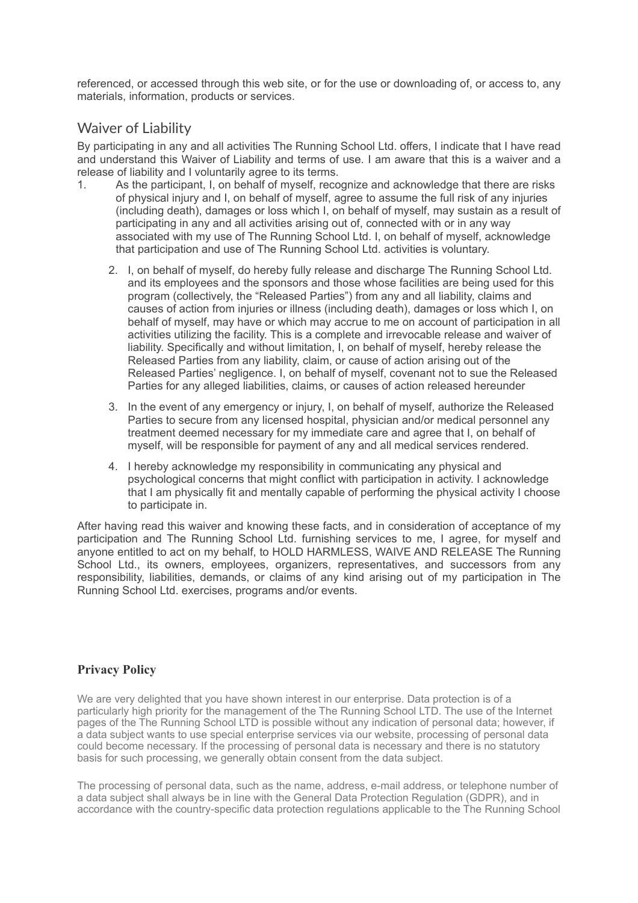referenced, or accessed through this web site, or for the use or downloading of, or access to, any materials, information, products or services.

## Waiver of Liability

By participating in any and all activities The Running School Ltd. offers, I indicate that I have read and understand this Waiver of Liability and terms of use. I am aware that this is a waiver and a release of liability and I voluntarily agree to its terms.

1. As the participant, I, on behalf of myself, recognize and acknowledge that there are risks of physical injury and I, on behalf of myself, agree to assume the full risk of any injuries (including death), damages or loss which I, on behalf of myself, may sustain as a result of participating in any and all activities arising out of, connected with or in any way associated with my use of The Running School Ltd. I, on behalf of myself, acknowledge that participation and use of The Running School Ltd. activities is voluntary.

2. I, on behalf of myself, do hereby fully release and discharge The Running School Ltd. and its employees and the sponsors and those whose facilities are being used for this program (collectively, the "Released Parties") from any and all liability, claims and causes of action from injuries or illness (including death), damages or loss which I, on behalf of myself, may have or which may accrue to me on account of participation in all activities utilizing the facility. This is a complete and irrevocable release and waiver of liability. Specifically and without limitation, I, on behalf of myself, hereby release the Released Parties from any liability, claim, or cause of action arising out of the Released Parties' negligence. I, on behalf of myself, covenant not to sue the Released Parties for any alleged liabilities, claims, or causes of action released hereunder

3. In the event of any emergency or injury, I, on behalf of myself, authorize the Released Parties to secure from any licensed hospital, physician and/or medical personnel any treatment deemed necessary for my immediate care and agree that I, on behalf of myself, will be responsible for payment of any and all medical services rendered.

4. I hereby acknowledge my responsibility in communicating any physical and psychological concerns that might conflict with participation in activity. I acknowledge that I am physically fit and mentally capable of performing the physical activity I choose to participate in.

After having read this waiver and knowing these facts, and in consideration of acceptance of my participation and The Running School Ltd. furnishing services to me, I agree, for myself and anyone entitled to act on my behalf, to HOLD HARMLESS, WAIVE AND RELEASE The Running School Ltd., its owners, employees, organizers, representatives, and successors from any responsibility, liabilities, demands, or claims of any kind arising out of my participation in The Running School Ltd. exercises, programs and/or events.

### Privacy Policy

We are very delighted that you have shown interest in our enterprise. Data protection is of a particularly high priority for the management of the The Running School LTD. The use of the Internet pages of the The Running School LTD is possible without any indication of personal data; however, if a data subject wants to use special enterprise services via our website, processing of personal data could become necessary. If the processing of personal data is necessary and there is no statutory basis for such processing, we generally obtain consent from the data subject.

The processing of personal data, such as the name, address, e-mail address, or telephone number of a data subject shall always be in line with the General Data Protection Regulation (GDPR), and in accordance with the country-specific data protection regulations applicable to the The Running School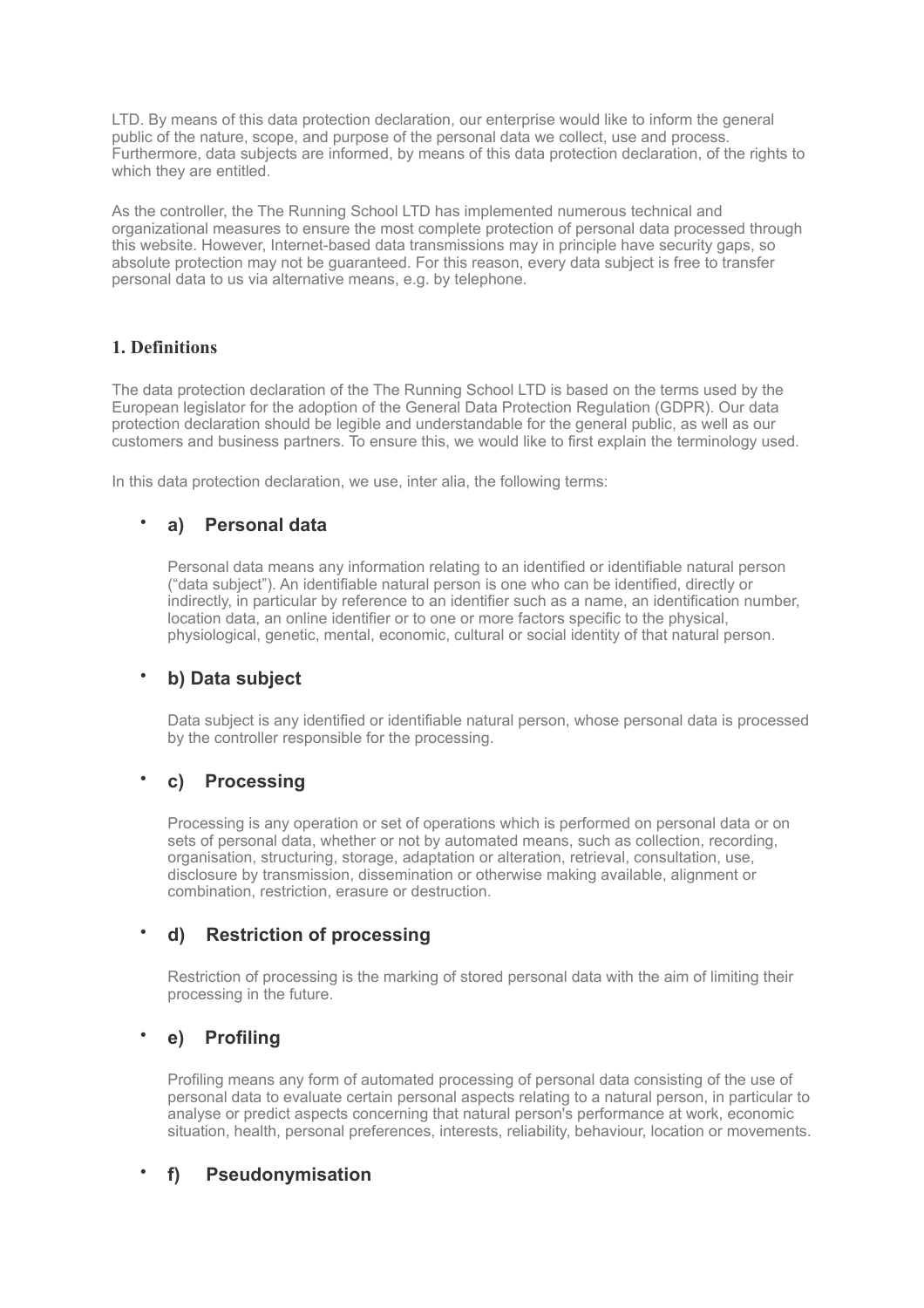LTD. By means of this data protection declaration, our enterprise would like to inform the general public of the nature, scope, and purpose of the personal data we collect, use and process. Furthermore, data subjects are informed, by means of this data protection declaration, of the rights to which they are entitled.

As the controller, the The Running School LTD has implemented numerous technical and organizational measures to ensure the most complete protection of personal data processed through this website. However, Internet-based data transmissions may in principle have security gaps, so absolute protection may not be guaranteed. For this reason, every data subject is free to transfer personal data to us via alternative means, e.g. by telephone.

## 1. Definitions

The data protection declaration of the The Running School LTD is based on the terms used by the European legislator for the adoption of the General Data Protection Regulation (GDPR). Our data protection declaration should be legible and understandable for the general public, as well as our customers and business partners. To ensure this, we would like to first explain the terminology used.

In this data protection declaration, we use, inter alia, the following terms:

- ### a) Personal data

  Personal data means any information relating to an identified or identifiable natural person ("data subject"). An identifiable natural person is one who can be identified, directly or indirectly, in particular by reference to an identifier such as a name, an identification number, location data, an online identifier or to one or more factors specific to the physical, physiological, genetic, mental, economic, cultural or social identity of that natural person.

- ### b) Data subject

  Data subject is any identified or identifiable natural person, whose personal data is processed by the controller responsible for the processing.

- ### c) Processing

  Processing is any operation or set of operations which is performed on personal data or on sets of personal data, whether or not by automated means, such as collection, recording, organisation, structuring, storage, adaptation or alteration, retrieval, consultation, use, disclosure by transmission, dissemination or otherwise making available, alignment or combination, restriction, erasure or destruction.

- ### d) Restriction of processing

  Restriction of processing is the marking of stored personal data with the aim of limiting their processing in the future.

- ### e) Profiling

  Profiling means any form of automated processing of personal data consisting of the use of personal data to evaluate certain personal aspects relating to a natural person, in particular to analyse or predict aspects concerning that natural person's performance at work, economic situation, health, personal preferences, interests, reliability, behaviour, location or movements.

- ### f) Pseudonymisation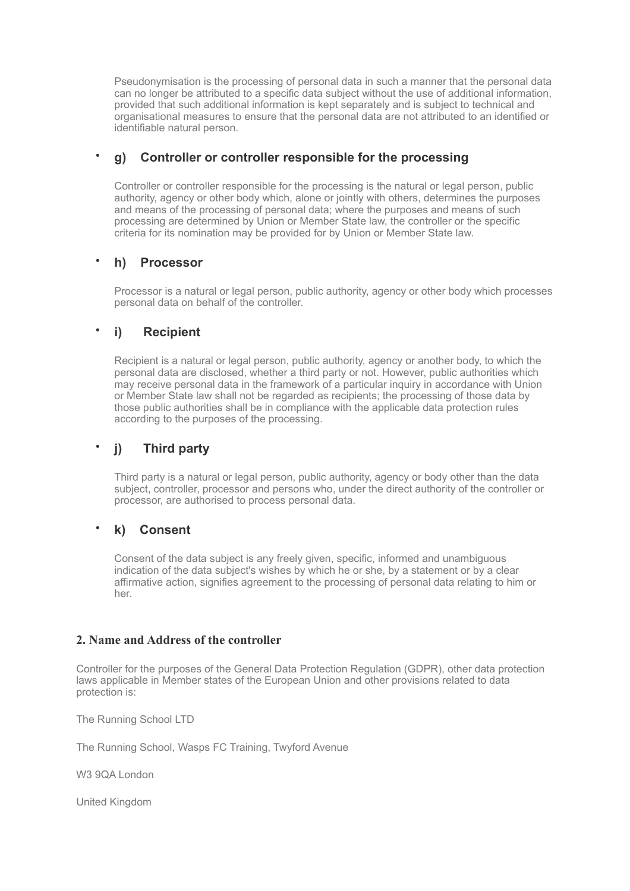Pseudonymisation is the processing of personal data in such a manner that the personal data can no longer be attributed to a specific data subject without the use of additional information, provided that such additional information is kept separately and is subject to technical and organisational measures to ensure that the personal data are not attributed to an identified or identifiable natural person.

- ### g) Controller or controller responsible for the processing

  Controller or controller responsible for the processing is the natural or legal person, public authority, agency or other body which, alone or jointly with others, determines the purposes and means of the processing of personal data; where the purposes and means of such processing are determined by Union or Member State law, the controller or the specific criteria for its nomination may be provided for by Union or Member State law.

- ### h) Processor

  Processor is a natural or legal person, public authority, agency or other body which processes personal data on behalf of the controller.

- ### i) Recipient

  Recipient is a natural or legal person, public authority, agency or another body, to which the personal data are disclosed, whether a third party or not. However, public authorities which may receive personal data in the framework of a particular inquiry in accordance with Union or Member State law shall not be regarded as recipients; the processing of those data by those public authorities shall be in compliance with the applicable data protection rules according to the purposes of the processing.

- ### j) Third party

  Third party is a natural or legal person, public authority, agency or body other than the data subject, controller, processor and persons who, under the direct authority of the controller or processor, are authorised to process personal data.

- ### k) Consent

  Consent of the data subject is any freely given, specific, informed and unambiguous indication of the data subject's wishes by which he or she, by a statement or by a clear affirmative action, signifies agreement to the processing of personal data relating to him or her.

## 2. Name and Address of the controller

Controller for the purposes of the General Data Protection Regulation (GDPR), other data protection laws applicable in Member states of the European Union and other provisions related to data protection is:

The Running School LTD

The Running School, Wasps FC Training, Twyford Avenue

W3 9QA London

United Kingdom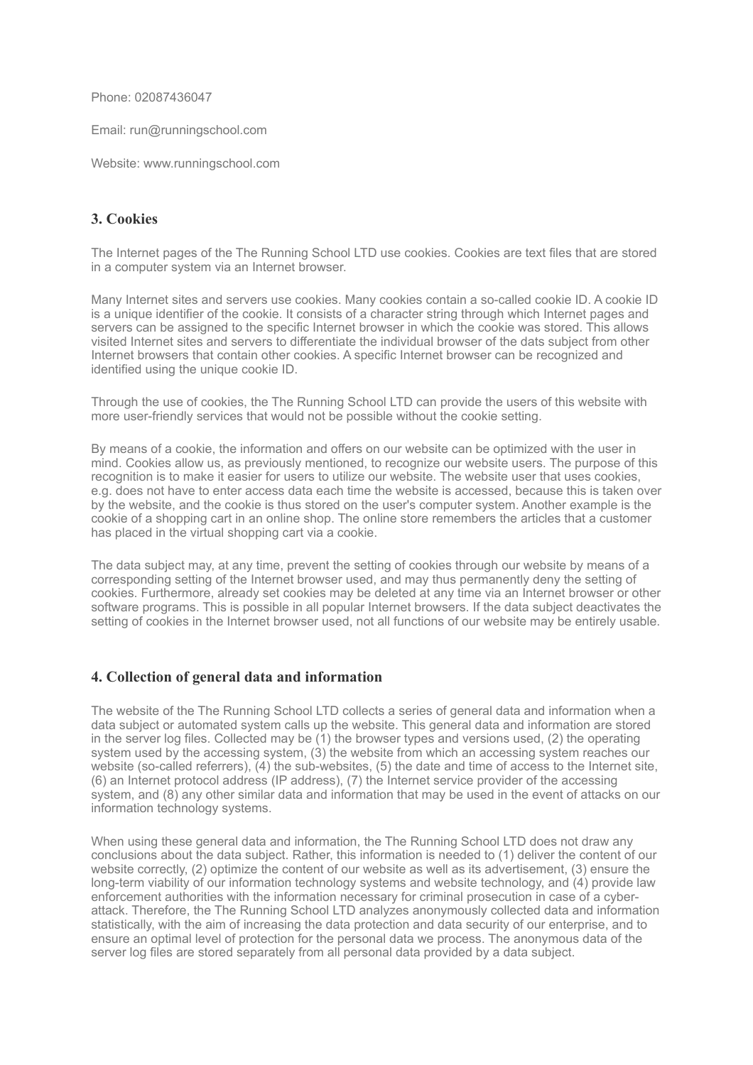Phone: 02087436047

Email: run@runningschool.com

Website: www.runningschool.com

### 3. Cookies

The Internet pages of the The Running School LTD use cookies. Cookies are text files that are stored in a computer system via an Internet browser.

Many Internet sites and servers use cookies. Many cookies contain a so-called cookie ID. A cookie ID is a unique identifier of the cookie. It consists of a character string through which Internet pages and servers can be assigned to the specific Internet browser in which the cookie was stored. This allows visited Internet sites and servers to differentiate the individual browser of the dats subject from other Internet browsers that contain other cookies. A specific Internet browser can be recognized and identified using the unique cookie ID.

Through the use of cookies, the The Running School LTD can provide the users of this website with more user-friendly services that would not be possible without the cookie setting.

By means of a cookie, the information and offers on our website can be optimized with the user in mind. Cookies allow us, as previously mentioned, to recognize our website users. The purpose of this recognition is to make it easier for users to utilize our website. The website user that uses cookies, e.g. does not have to enter access data each time the website is accessed, because this is taken over by the website, and the cookie is thus stored on the user's computer system. Another example is the cookie of a shopping cart in an online shop. The online store remembers the articles that a customer has placed in the virtual shopping cart via a cookie.

The data subject may, at any time, prevent the setting of cookies through our website by means of a corresponding setting of the Internet browser used, and may thus permanently deny the setting of cookies. Furthermore, already set cookies may be deleted at any time via an Internet browser or other software programs. This is possible in all popular Internet browsers. If the data subject deactivates the setting of cookies in the Internet browser used, not all functions of our website may be entirely usable.

### 4. Collection of general data and information

The website of the The Running School LTD collects a series of general data and information when a data subject or automated system calls up the website. This general data and information are stored in the server log files. Collected may be (1) the browser types and versions used, (2) the operating system used by the accessing system, (3) the website from which an accessing system reaches our website (so-called referrers), (4) the sub-websites, (5) the date and time of access to the Internet site, (6) an Internet protocol address (IP address), (7) the Internet service provider of the accessing system, and (8) any other similar data and information that may be used in the event of attacks on our information technology systems.

When using these general data and information, the The Running School LTD does not draw any conclusions about the data subject. Rather, this information is needed to (1) deliver the content of our website correctly, (2) optimize the content of our website as well as its advertisement, (3) ensure the long-term viability of our information technology systems and website technology, and (4) provide law enforcement authorities with the information necessary for criminal prosecution in case of a cyber-attack. Therefore, the The Running School LTD analyzes anonymously collected data and information statistically, with the aim of increasing the data protection and data security of our enterprise, and to ensure an optimal level of protection for the personal data we process. The anonymous data of the server log files are stored separately from all personal data provided by a data subject.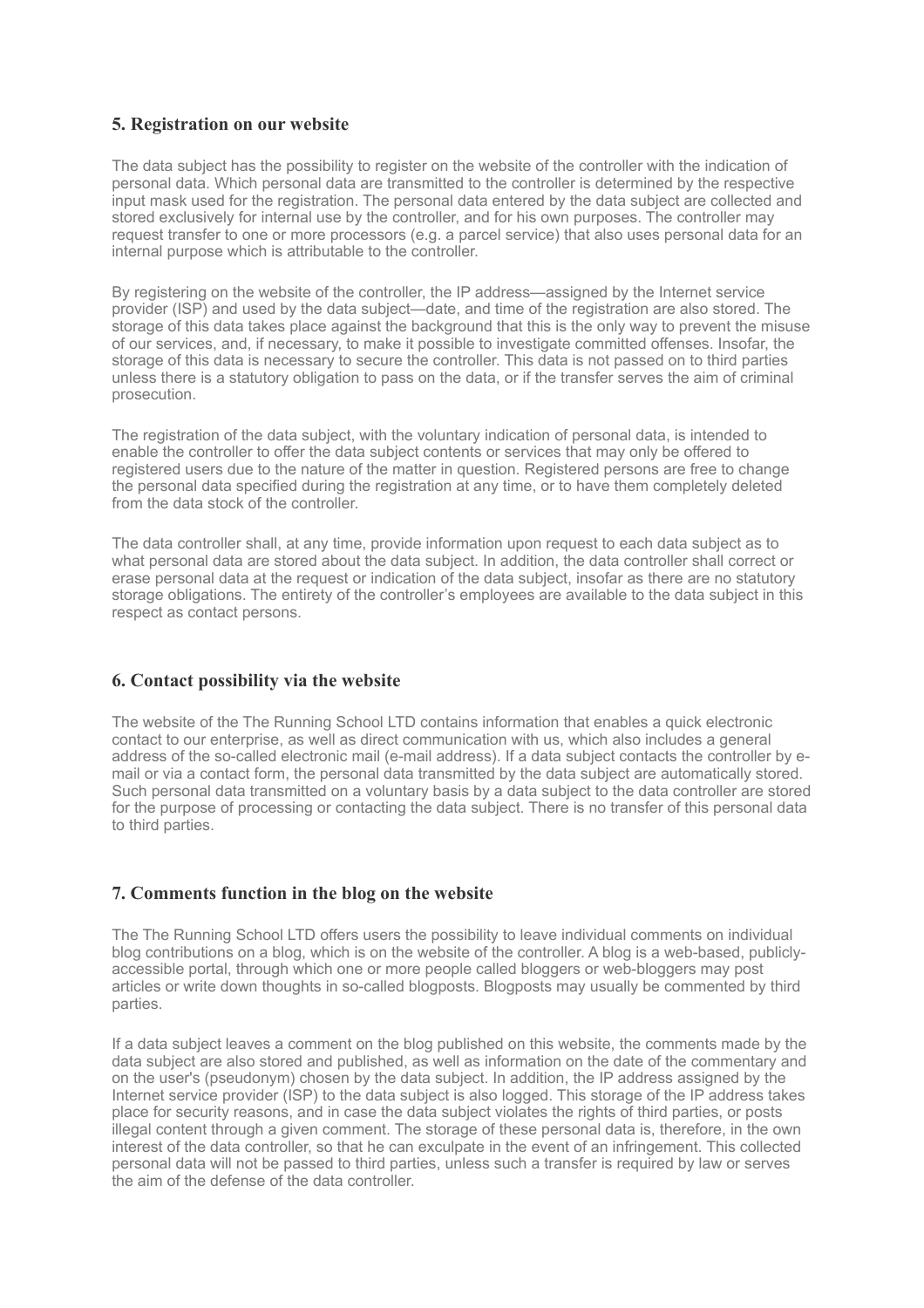## 5. Registration on our website

The data subject has the possibility to register on the website of the controller with the indication of personal data. Which personal data are transmitted to the controller is determined by the respective input mask used for the registration. The personal data entered by the data subject are collected and stored exclusively for internal use by the controller, and for his own purposes. The controller may request transfer to one or more processors (e.g. a parcel service) that also uses personal data for an internal purpose which is attributable to the controller.

By registering on the website of the controller, the IP address—assigned by the Internet service provider (ISP) and used by the data subject—date, and time of the registration are also stored. The storage of this data takes place against the background that this is the only way to prevent the misuse of our services, and, if necessary, to make it possible to investigate committed offenses. Insofar, the storage of this data is necessary to secure the controller. This data is not passed on to third parties unless there is a statutory obligation to pass on the data, or if the transfer serves the aim of criminal prosecution.

The registration of the data subject, with the voluntary indication of personal data, is intended to enable the controller to offer the data subject contents or services that may only be offered to registered users due to the nature of the matter in question. Registered persons are free to change the personal data specified during the registration at any time, or to have them completely deleted from the data stock of the controller.

The data controller shall, at any time, provide information upon request to each data subject as to what personal data are stored about the data subject. In addition, the data controller shall correct or erase personal data at the request or indication of the data subject, insofar as there are no statutory storage obligations. The entirety of the controller's employees are available to the data subject in this respect as contact persons.

## 6. Contact possibility via the website

The website of the The Running School LTD contains information that enables a quick electronic contact to our enterprise, as well as direct communication with us, which also includes a general address of the so-called electronic mail (e-mail address). If a data subject contacts the controller by e-mail or via a contact form, the personal data transmitted by the data subject are automatically stored. Such personal data transmitted on a voluntary basis by a data subject to the data controller are stored for the purpose of processing or contacting the data subject. There is no transfer of this personal data to third parties.

## 7. Comments function in the blog on the website

The The Running School LTD offers users the possibility to leave individual comments on individual blog contributions on a blog, which is on the website of the controller. A blog is a web-based, publicly-accessible portal, through which one or more people called bloggers or web-bloggers may post articles or write down thoughts in so-called blogposts. Blogposts may usually be commented by third parties.

If a data subject leaves a comment on the blog published on this website, the comments made by the data subject are also stored and published, as well as information on the date of the commentary and on the user's (pseudonym) chosen by the data subject. In addition, the IP address assigned by the Internet service provider (ISP) to the data subject is also logged. This storage of the IP address takes place for security reasons, and in case the data subject violates the rights of third parties, or posts illegal content through a given comment. The storage of these personal data is, therefore, in the own interest of the data controller, so that he can exculpate in the event of an infringement. This collected personal data will not be passed to third parties, unless such a transfer is required by law or serves the aim of the defense of the data controller.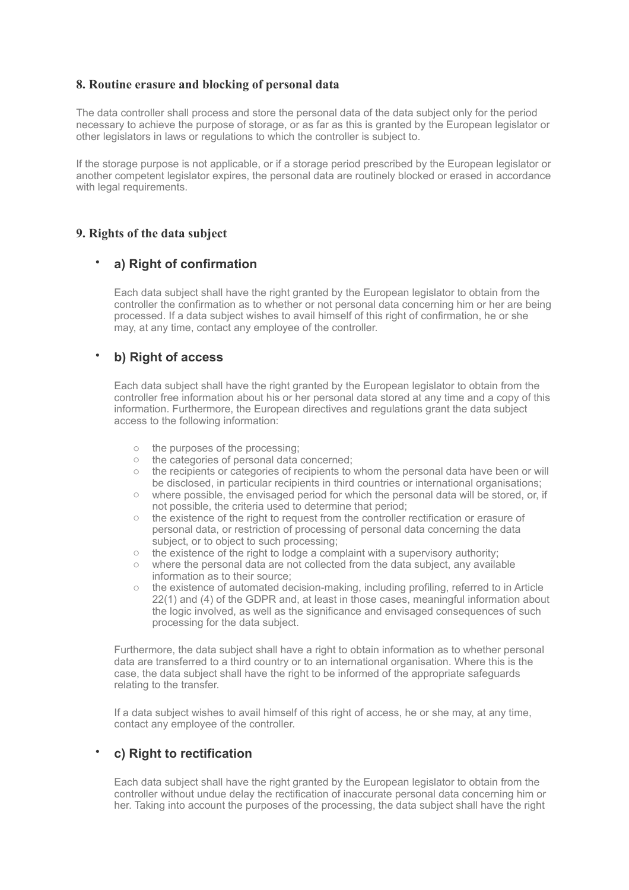## 8. Routine erasure and blocking of personal data

The data controller shall process and store the personal data of the data subject only for the period necessary to achieve the purpose of storage, or as far as this is granted by the European legislator or other legislators in laws or regulations to which the controller is subject to.

If the storage purpose is not applicable, or if a storage period prescribed by the European legislator or another competent legislator expires, the personal data are routinely blocked or erased in accordance with legal requirements.

## 9. Rights of the data subject

- ### a) Right of confirmation

  Each data subject shall have the right granted by the European legislator to obtain from the controller the confirmation as to whether or not personal data concerning him or her are being processed. If a data subject wishes to avail himself of this right of confirmation, he or she may, at any time, contact any employee of the controller.

- ### b) Right of access

  Each data subject shall have the right granted by the European legislator to obtain from the controller free information about his or her personal data stored at any time and a copy of this information. Furthermore, the European directives and regulations grant the data subject access to the following information:

  - the purposes of the processing;
  - the categories of personal data concerned;
  - the recipients or categories of recipients to whom the personal data have been or will be disclosed, in particular recipients in third countries or international organisations;
  - where possible, the envisaged period for which the personal data will be stored, or, if not possible, the criteria used to determine that period;
  - the existence of the right to request from the controller rectification or erasure of personal data, or restriction of processing of personal data concerning the data subject, or to object to such processing;
  - the existence of the right to lodge a complaint with a supervisory authority;
  - where the personal data are not collected from the data subject, any available information as to their source;
  - the existence of automated decision-making, including profiling, referred to in Article 22(1) and (4) of the GDPR and, at least in those cases, meaningful information about the logic involved, as well as the significance and envisaged consequences of such processing for the data subject.

  Furthermore, the data subject shall have a right to obtain information as to whether personal data are transferred to a third country or to an international organisation. Where this is the case, the data subject shall have the right to be informed of the appropriate safeguards relating to the transfer.

  If a data subject wishes to avail himself of this right of access, he or she may, at any time, contact any employee of the controller.

- ### c) Right to rectification

  Each data subject shall have the right granted by the European legislator to obtain from the controller without undue delay the rectification of inaccurate personal data concerning him or her. Taking into account the purposes of the processing, the data subject shall have the right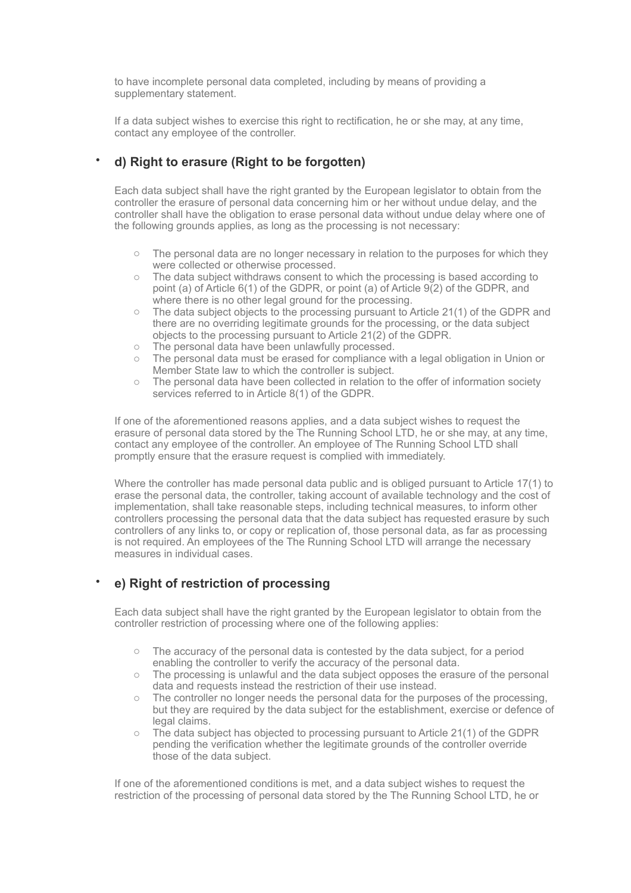to have incomplete personal data completed, including by means of providing a supplementary statement.

If a data subject wishes to exercise this right to rectification, he or she may, at any time, contact any employee of the controller.

- **d) Right to erasure (Right to be forgotten)**

  Each data subject shall have the right granted by the European legislator to obtain from the controller the erasure of personal data concerning him or her without undue delay, and the controller shall have the obligation to erase personal data without undue delay where one of the following grounds applies, as long as the processing is not necessary:

  - The personal data are no longer necessary in relation to the purposes for which they were collected or otherwise processed.
  - The data subject withdraws consent to which the processing is based according to point (a) of Article 6(1) of the GDPR, or point (a) of Article 9(2) of the GDPR, and where there is no other legal ground for the processing.
  - The data subject objects to the processing pursuant to Article 21(1) of the GDPR and there are no overriding legitimate grounds for the processing, or the data subject objects to the processing pursuant to Article 21(2) of the GDPR.
  - The personal data have been unlawfully processed.
  - The personal data must be erased for compliance with a legal obligation in Union or Member State law to which the controller is subject.
  - The personal data have been collected in relation to the offer of information society services referred to in Article 8(1) of the GDPR.

  If one of the aforementioned reasons applies, and a data subject wishes to request the erasure of personal data stored by the The Running School LTD, he or she may, at any time, contact any employee of the controller. An employee of The Running School LTD shall promptly ensure that the erasure request is complied with immediately.

  Where the controller has made personal data public and is obliged pursuant to Article 17(1) to erase the personal data, the controller, taking account of available technology and the cost of implementation, shall take reasonable steps, including technical measures, to inform other controllers processing the personal data that the data subject has requested erasure by such controllers of any links to, or copy or replication of, those personal data, as far as processing is not required. An employees of the The Running School LTD will arrange the necessary measures in individual cases.

- **e) Right of restriction of processing**

  Each data subject shall have the right granted by the European legislator to obtain from the controller restriction of processing where one of the following applies:

  - The accuracy of the personal data is contested by the data subject, for a period enabling the controller to verify the accuracy of the personal data.
  - The processing is unlawful and the data subject opposes the erasure of the personal data and requests instead the restriction of their use instead.
  - The controller no longer needs the personal data for the purposes of the processing, but they are required by the data subject for the establishment, exercise or defence of legal claims.
  - The data subject has objected to processing pursuant to Article 21(1) of the GDPR pending the verification whether the legitimate grounds of the controller override those of the data subject.

  If one of the aforementioned conditions is met, and a data subject wishes to request the restriction of the processing of personal data stored by the The Running School LTD, he or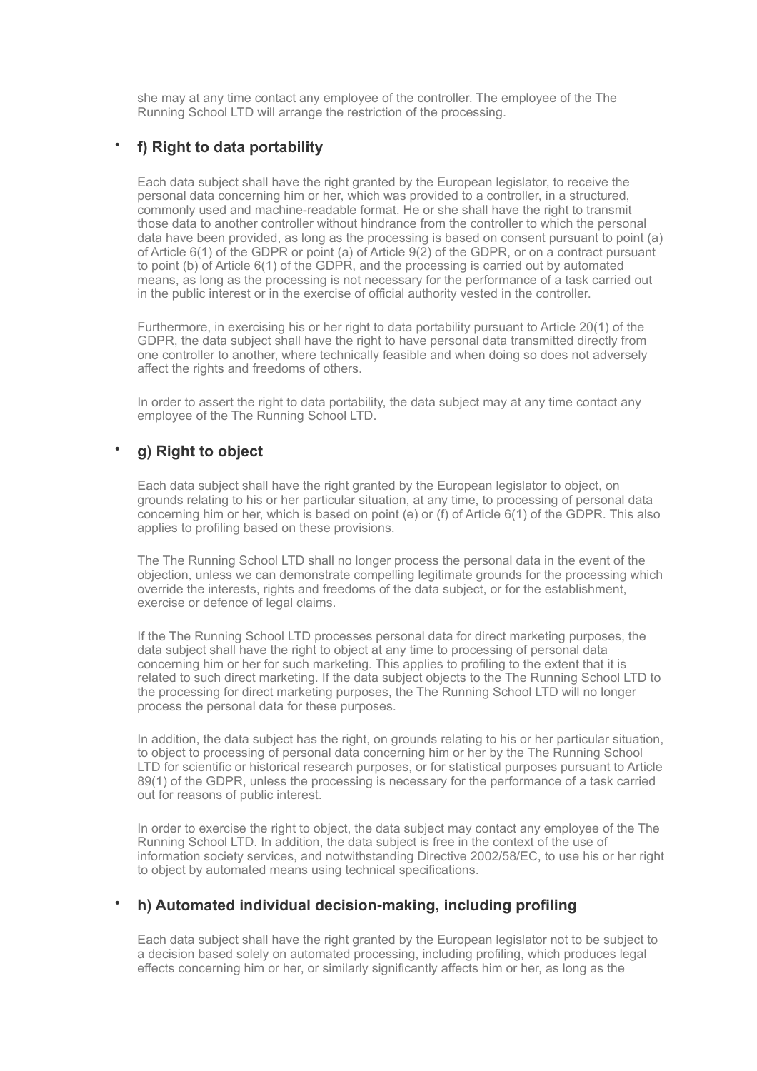she may at any time contact any employee of the controller. The employee of the The Running School LTD will arrange the restriction of the processing.

- **f) Right to data portability**

  Each data subject shall have the right granted by the European legislator, to receive the personal data concerning him or her, which was provided to a controller, in a structured, commonly used and machine-readable format. He or she shall have the right to transmit those data to another controller without hindrance from the controller to which the personal data have been provided, as long as the processing is based on consent pursuant to point (a) of Article 6(1) of the GDPR or point (a) of Article 9(2) of the GDPR, or on a contract pursuant to point (b) of Article 6(1) of the GDPR, and the processing is carried out by automated means, as long as the processing is not necessary for the performance of a task carried out in the public interest or in the exercise of official authority vested in the controller.

  Furthermore, in exercising his or her right to data portability pursuant to Article 20(1) of the GDPR, the data subject shall have the right to have personal data transmitted directly from one controller to another, where technically feasible and when doing so does not adversely affect the rights and freedoms of others.

  In order to assert the right to data portability, the data subject may at any time contact any employee of the The Running School LTD.

- **g) Right to object**

  Each data subject shall have the right granted by the European legislator to object, on grounds relating to his or her particular situation, at any time, to processing of personal data concerning him or her, which is based on point (e) or (f) of Article 6(1) of the GDPR. This also applies to profiling based on these provisions.

  The The Running School LTD shall no longer process the personal data in the event of the objection, unless we can demonstrate compelling legitimate grounds for the processing which override the interests, rights and freedoms of the data subject, or for the establishment, exercise or defence of legal claims.

  If the The Running School LTD processes personal data for direct marketing purposes, the data subject shall have the right to object at any time to processing of personal data concerning him or her for such marketing. This applies to profiling to the extent that it is related to such direct marketing. If the data subject objects to the The Running School LTD to the processing for direct marketing purposes, the The Running School LTD will no longer process the personal data for these purposes.

  In addition, the data subject has the right, on grounds relating to his or her particular situation, to object to processing of personal data concerning him or her by the The Running School LTD for scientific or historical research purposes, or for statistical purposes pursuant to Article 89(1) of the GDPR, unless the processing is necessary for the performance of a task carried out for reasons of public interest.

  In order to exercise the right to object, the data subject may contact any employee of the The Running School LTD. In addition, the data subject is free in the context of the use of information society services, and notwithstanding Directive 2002/58/EC, to use his or her right to object by automated means using technical specifications.

- **h) Automated individual decision-making, including profiling**

  Each data subject shall have the right granted by the European legislator not to be subject to a decision based solely on automated processing, including profiling, which produces legal effects concerning him or her, or similarly significantly affects him or her, as long as the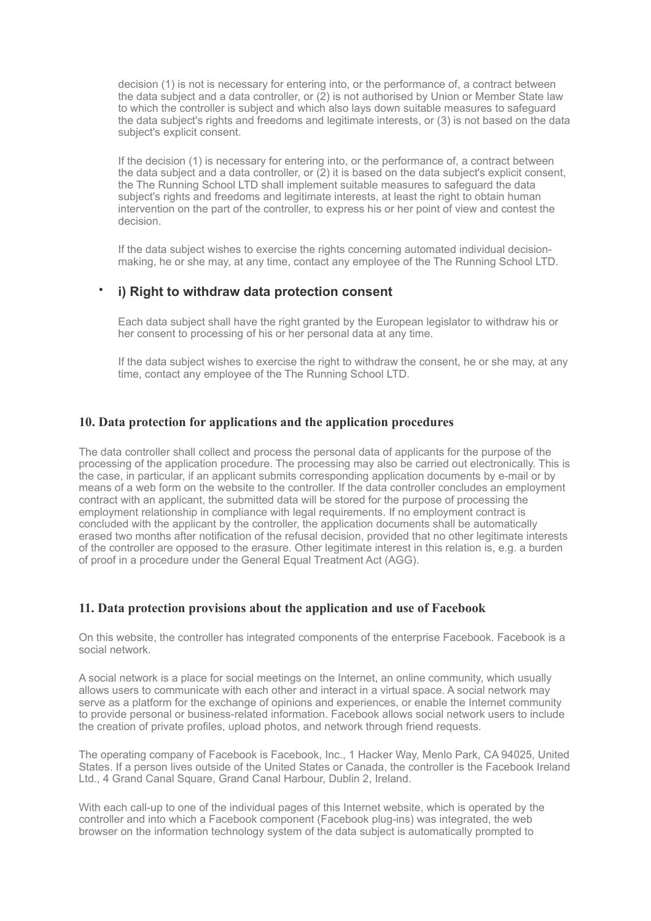decision (1) is not is necessary for entering into, or the performance of, a contract between the data subject and a data controller, or (2) is not authorised by Union or Member State law to which the controller is subject and which also lays down suitable measures to safeguard the data subject's rights and freedoms and legitimate interests, or (3) is not based on the data subject's explicit consent.

If the decision (1) is necessary for entering into, or the performance of, a contract between the data subject and a data controller, or (2) it is based on the data subject's explicit consent, the The Running School LTD shall implement suitable measures to safeguard the data subject's rights and freedoms and legitimate interests, at least the right to obtain human intervention on the part of the controller, to express his or her point of view and contest the decision.

If the data subject wishes to exercise the rights concerning automated individual decision-making, he or she may, at any time, contact any employee of the The Running School LTD.

- **i) Right to withdraw data protection consent**

  Each data subject shall have the right granted by the European legislator to withdraw his or her consent to processing of his or her personal data at any time.

  If the data subject wishes to exercise the right to withdraw the consent, he or she may, at any time, contact any employee of the The Running School LTD.

## 10. Data protection for applications and the application procedures

The data controller shall collect and process the personal data of applicants for the purpose of the processing of the application procedure. The processing may also be carried out electronically. This is the case, in particular, if an applicant submits corresponding application documents by e-mail or by means of a web form on the website to the controller. If the data controller concludes an employment contract with an applicant, the submitted data will be stored for the purpose of processing the employment relationship in compliance with legal requirements. If no employment contract is concluded with the applicant by the controller, the application documents shall be automatically erased two months after notification of the refusal decision, provided that no other legitimate interests of the controller are opposed to the erasure. Other legitimate interest in this relation is, e.g. a burden of proof in a procedure under the General Equal Treatment Act (AGG).

## 11. Data protection provisions about the application and use of Facebook

On this website, the controller has integrated components of the enterprise Facebook. Facebook is a social network.

A social network is a place for social meetings on the Internet, an online community, which usually allows users to communicate with each other and interact in a virtual space. A social network may serve as a platform for the exchange of opinions and experiences, or enable the Internet community to provide personal or business-related information. Facebook allows social network users to include the creation of private profiles, upload photos, and network through friend requests.

The operating company of Facebook is Facebook, Inc., 1 Hacker Way, Menlo Park, CA 94025, United States. If a person lives outside of the United States or Canada, the controller is the Facebook Ireland Ltd., 4 Grand Canal Square, Grand Canal Harbour, Dublin 2, Ireland.

With each call-up to one of the individual pages of this Internet website, which is operated by the controller and into which a Facebook component (Facebook plug-ins) was integrated, the web browser on the information technology system of the data subject is automatically prompted to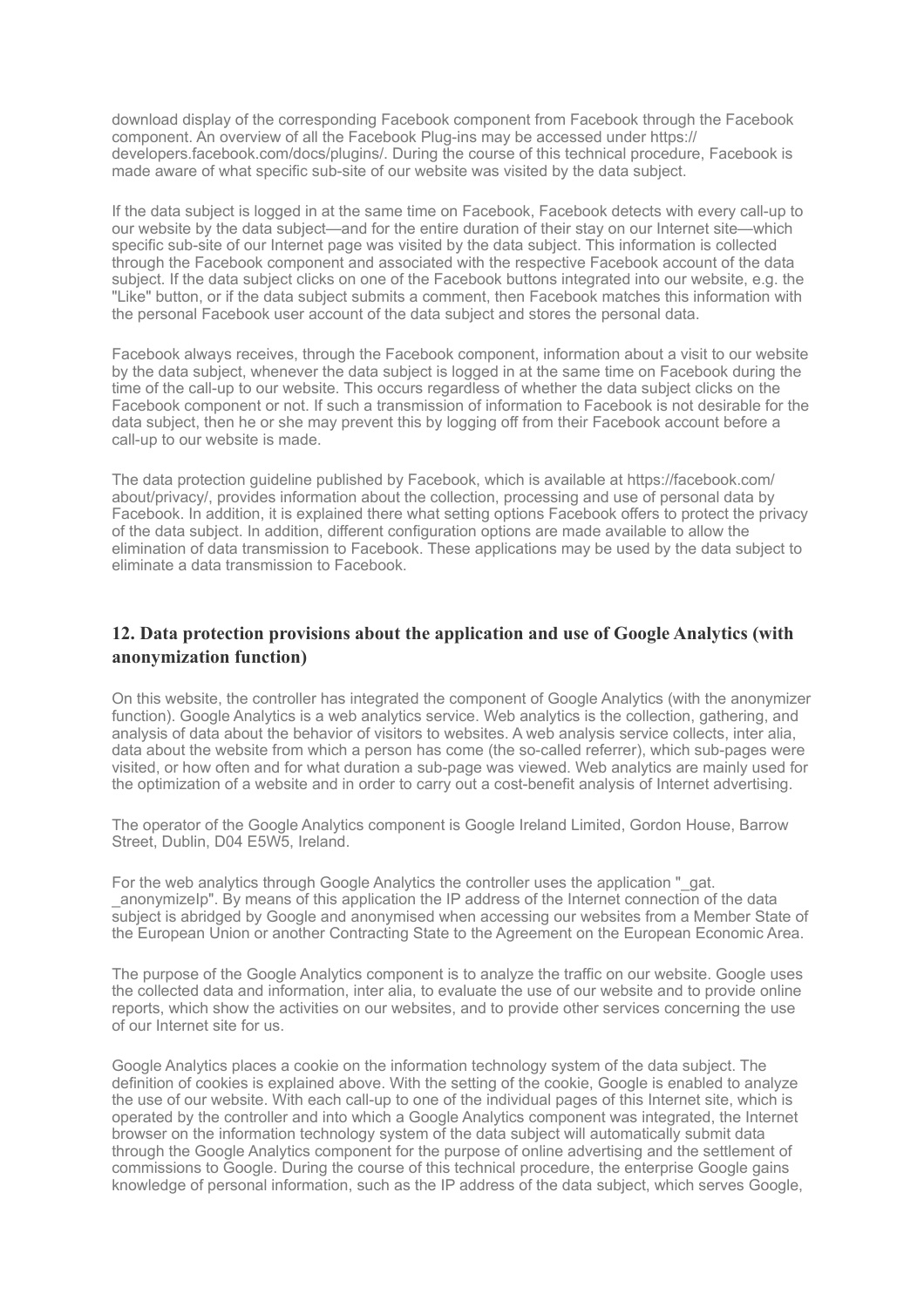download display of the corresponding Facebook component from Facebook through the Facebook component. An overview of all the Facebook Plug-ins may be accessed under https://developers.facebook.com/docs/plugins/. During the course of this technical procedure, Facebook is made aware of what specific sub-site of our website was visited by the data subject.

If the data subject is logged in at the same time on Facebook, Facebook detects with every call-up to our website by the data subject—and for the entire duration of their stay on our Internet site—which specific sub-site of our Internet page was visited by the data subject. This information is collected through the Facebook component and associated with the respective Facebook account of the data subject. If the data subject clicks on one of the Facebook buttons integrated into our website, e.g. the "Like" button, or if the data subject submits a comment, then Facebook matches this information with the personal Facebook user account of the data subject and stores the personal data.

Facebook always receives, through the Facebook component, information about a visit to our website by the data subject, whenever the data subject is logged in at the same time on Facebook during the time of the call-up to our website. This occurs regardless of whether the data subject clicks on the Facebook component or not. If such a transmission of information to Facebook is not desirable for the data subject, then he or she may prevent this by logging off from their Facebook account before a call-up to our website is made.

The data protection guideline published by Facebook, which is available at https://facebook.com/about/privacy/, provides information about the collection, processing and use of personal data by Facebook. In addition, it is explained there what setting options Facebook offers to protect the privacy of the data subject. In addition, different configuration options are made available to allow the elimination of data transmission to Facebook. These applications may be used by the data subject to eliminate a data transmission to Facebook.

## 12. Data protection provisions about the application and use of Google Analytics (with anonymization function)

On this website, the controller has integrated the component of Google Analytics (with the anonymizer function). Google Analytics is a web analytics service. Web analytics is the collection, gathering, and analysis of data about the behavior of visitors to websites. A web analysis service collects, inter alia, data about the website from which a person has come (the so-called referrer), which sub-pages were visited, or how often and for what duration a sub-page was viewed. Web analytics are mainly used for the optimization of a website and in order to carry out a cost-benefit analysis of Internet advertising.

The operator of the Google Analytics component is Google Ireland Limited, Gordon House, Barrow Street, Dublin, D04 E5W5, Ireland.

For the web analytics through Google Analytics the controller uses the application "_gat._anonymizeIp". By means of this application the IP address of the Internet connection of the data subject is abridged by Google and anonymised when accessing our websites from a Member State of the European Union or another Contracting State to the Agreement on the European Economic Area.

The purpose of the Google Analytics component is to analyze the traffic on our website. Google uses the collected data and information, inter alia, to evaluate the use of our website and to provide online reports, which show the activities on our websites, and to provide other services concerning the use of our Internet site for us.

Google Analytics places a cookie on the information technology system of the data subject. The definition of cookies is explained above. With the setting of the cookie, Google is enabled to analyze the use of our website. With each call-up to one of the individual pages of this Internet site, which is operated by the controller and into which a Google Analytics component was integrated, the Internet browser on the information technology system of the data subject will automatically submit data through the Google Analytics component for the purpose of online advertising and the settlement of commissions to Google. During the course of this technical procedure, the enterprise Google gains knowledge of personal information, such as the IP address of the data subject, which serves Google,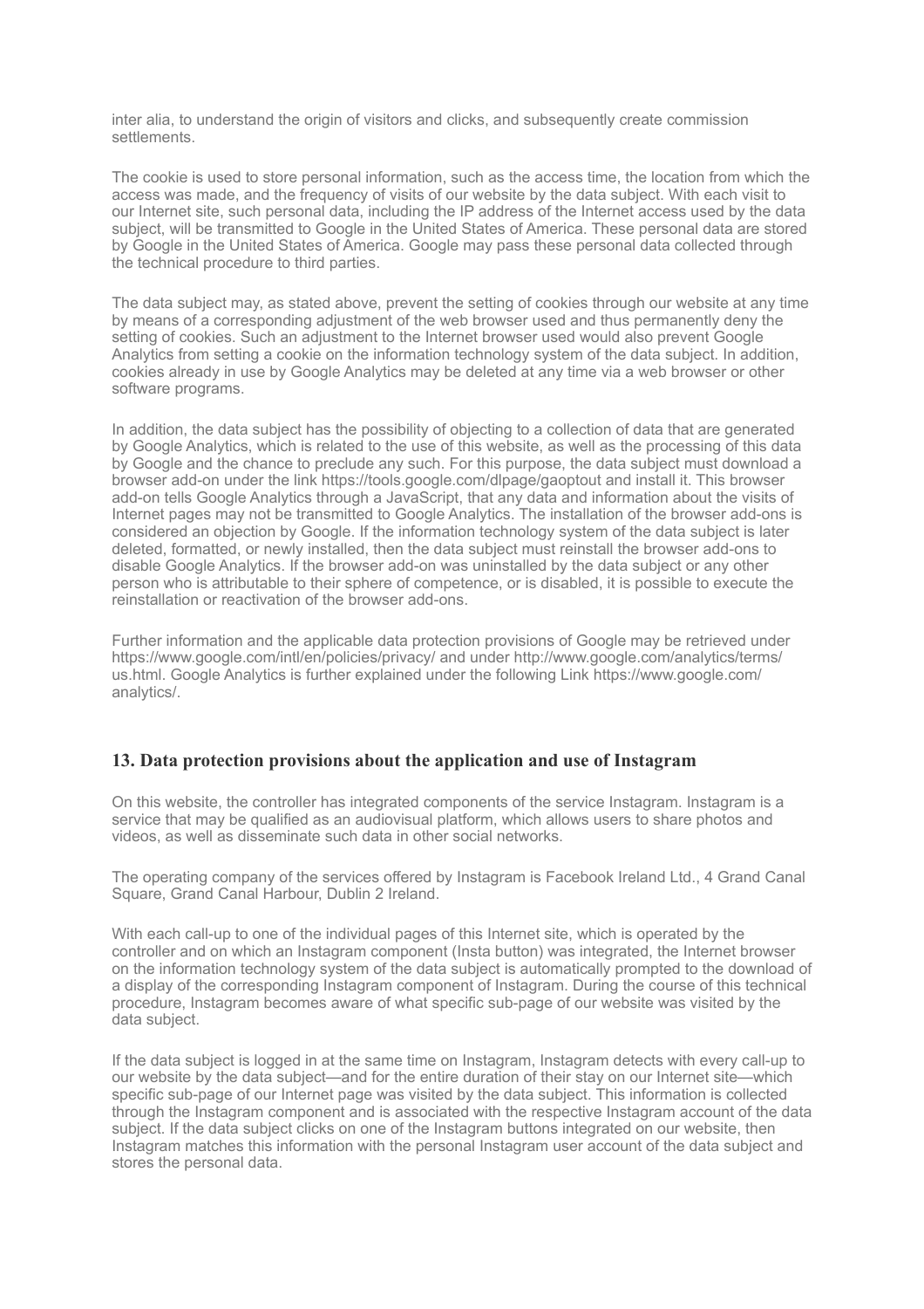inter alia, to understand the origin of visitors and clicks, and subsequently create commission settlements.

The cookie is used to store personal information, such as the access time, the location from which the access was made, and the frequency of visits of our website by the data subject. With each visit to our Internet site, such personal data, including the IP address of the Internet access used by the data subject, will be transmitted to Google in the United States of America. These personal data are stored by Google in the United States of America. Google may pass these personal data collected through the technical procedure to third parties.

The data subject may, as stated above, prevent the setting of cookies through our website at any time by means of a corresponding adjustment of the web browser used and thus permanently deny the setting of cookies. Such an adjustment to the Internet browser used would also prevent Google Analytics from setting a cookie on the information technology system of the data subject. In addition, cookies already in use by Google Analytics may be deleted at any time via a web browser or other software programs.

In addition, the data subject has the possibility of objecting to a collection of data that are generated by Google Analytics, which is related to the use of this website, as well as the processing of this data by Google and the chance to preclude any such. For this purpose, the data subject must download a browser add-on under the link https://tools.google.com/dlpage/gaoptout and install it. This browser add-on tells Google Analytics through a JavaScript, that any data and information about the visits of Internet pages may not be transmitted to Google Analytics. The installation of the browser add-ons is considered an objection by Google. If the information technology system of the data subject is later deleted, formatted, or newly installed, then the data subject must reinstall the browser add-ons to disable Google Analytics. If the browser add-on was uninstalled by the data subject or any other person who is attributable to their sphere of competence, or is disabled, it is possible to execute the reinstallation or reactivation of the browser add-ons.

Further information and the applicable data protection provisions of Google may be retrieved under https://www.google.com/intl/en/policies/privacy/ and under http://www.google.com/analytics/terms/us.html. Google Analytics is further explained under the following Link https://www.google.com/analytics/.

## 13. Data protection provisions about the application and use of Instagram

On this website, the controller has integrated components of the service Instagram. Instagram is a service that may be qualified as an audiovisual platform, which allows users to share photos and videos, as well as disseminate such data in other social networks.

The operating company of the services offered by Instagram is Facebook Ireland Ltd., 4 Grand Canal Square, Grand Canal Harbour, Dublin 2 Ireland.

With each call-up to one of the individual pages of this Internet site, which is operated by the controller and on which an Instagram component (Insta button) was integrated, the Internet browser on the information technology system of the data subject is automatically prompted to the download of a display of the corresponding Instagram component of Instagram. During the course of this technical procedure, Instagram becomes aware of what specific sub-page of our website was visited by the data subject.

If the data subject is logged in at the same time on Instagram, Instagram detects with every call-up to our website by the data subject—and for the entire duration of their stay on our Internet site—which specific sub-page of our Internet page was visited by the data subject. This information is collected through the Instagram component and is associated with the respective Instagram account of the data subject. If the data subject clicks on one of the Instagram buttons integrated on our website, then Instagram matches this information with the personal Instagram user account of the data subject and stores the personal data.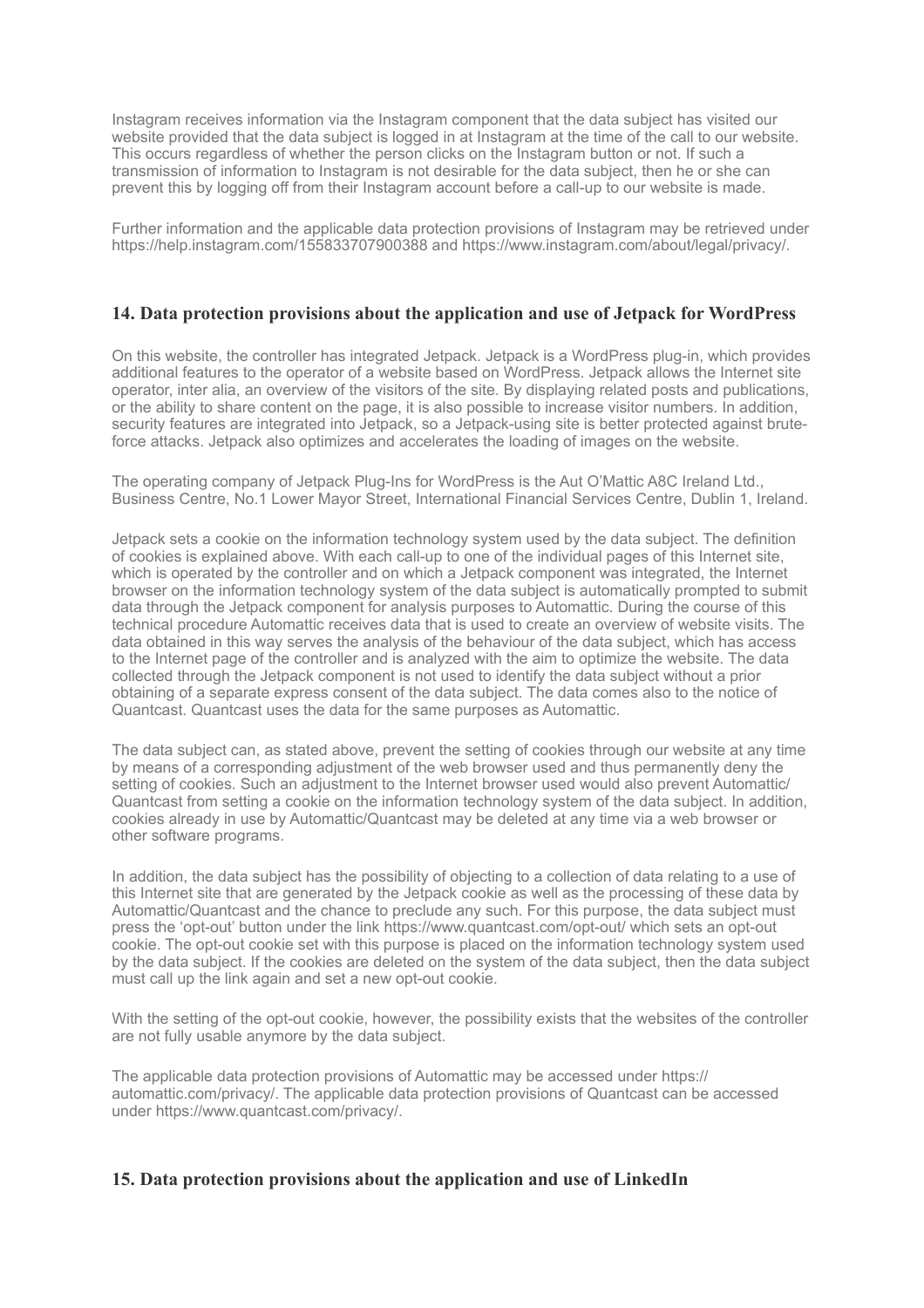Instagram receives information via the Instagram component that the data subject has visited our website provided that the data subject is logged in at Instagram at the time of the call to our website. This occurs regardless of whether the person clicks on the Instagram button or not. If such a transmission of information to Instagram is not desirable for the data subject, then he or she can prevent this by logging off from their Instagram account before a call-up to our website is made.

Further information and the applicable data protection provisions of Instagram may be retrieved under https://help.instagram.com/155833707900388 and https://www.instagram.com/about/legal/privacy/.

## 14. Data protection provisions about the application and use of Jetpack for WordPress

On this website, the controller has integrated Jetpack. Jetpack is a WordPress plug-in, which provides additional features to the operator of a website based on WordPress. Jetpack allows the Internet site operator, inter alia, an overview of the visitors of the site. By displaying related posts and publications, or the ability to share content on the page, it is also possible to increase visitor numbers. In addition, security features are integrated into Jetpack, so a Jetpack-using site is better protected against brute-force attacks. Jetpack also optimizes and accelerates the loading of images on the website.

The operating company of Jetpack Plug-Ins for WordPress is the Aut O'Mattic A8C Ireland Ltd., Business Centre, No.1 Lower Mayor Street, International Financial Services Centre, Dublin 1, Ireland.

Jetpack sets a cookie on the information technology system used by the data subject. The definition of cookies is explained above. With each call-up to one of the individual pages of this Internet site, which is operated by the controller and on which a Jetpack component was integrated, the Internet browser on the information technology system of the data subject is automatically prompted to submit data through the Jetpack component for analysis purposes to Automattic. During the course of this technical procedure Automattic receives data that is used to create an overview of website visits. The data obtained in this way serves the analysis of the behaviour of the data subject, which has access to the Internet page of the controller and is analyzed with the aim to optimize the website. The data collected through the Jetpack component is not used to identify the data subject without a prior obtaining of a separate express consent of the data subject. The data comes also to the notice of Quantcast. Quantcast uses the data for the same purposes as Automattic.

The data subject can, as stated above, prevent the setting of cookies through our website at any time by means of a corresponding adjustment of the web browser used and thus permanently deny the setting of cookies. Such an adjustment to the Internet browser used would also prevent Automattic/Quantcast from setting a cookie on the information technology system of the data subject. In addition, cookies already in use by Automattic/Quantcast may be deleted at any time via a web browser or other software programs.

In addition, the data subject has the possibility of objecting to a collection of data relating to a use of this Internet site that are generated by the Jetpack cookie as well as the processing of these data by Automattic/Quantcast and the chance to preclude any such. For this purpose, the data subject must press the 'opt-out' button under the link https://www.quantcast.com/opt-out/ which sets an opt-out cookie. The opt-out cookie set with this purpose is placed on the information technology system used by the data subject. If the cookies are deleted on the system of the data subject, then the data subject must call up the link again and set a new opt-out cookie.

With the setting of the opt-out cookie, however, the possibility exists that the websites of the controller are not fully usable anymore by the data subject.

The applicable data protection provisions of Automattic may be accessed under https://automattic.com/privacy/. The applicable data protection provisions of Quantcast can be accessed under https://www.quantcast.com/privacy/.

## 15. Data protection provisions about the application and use of LinkedIn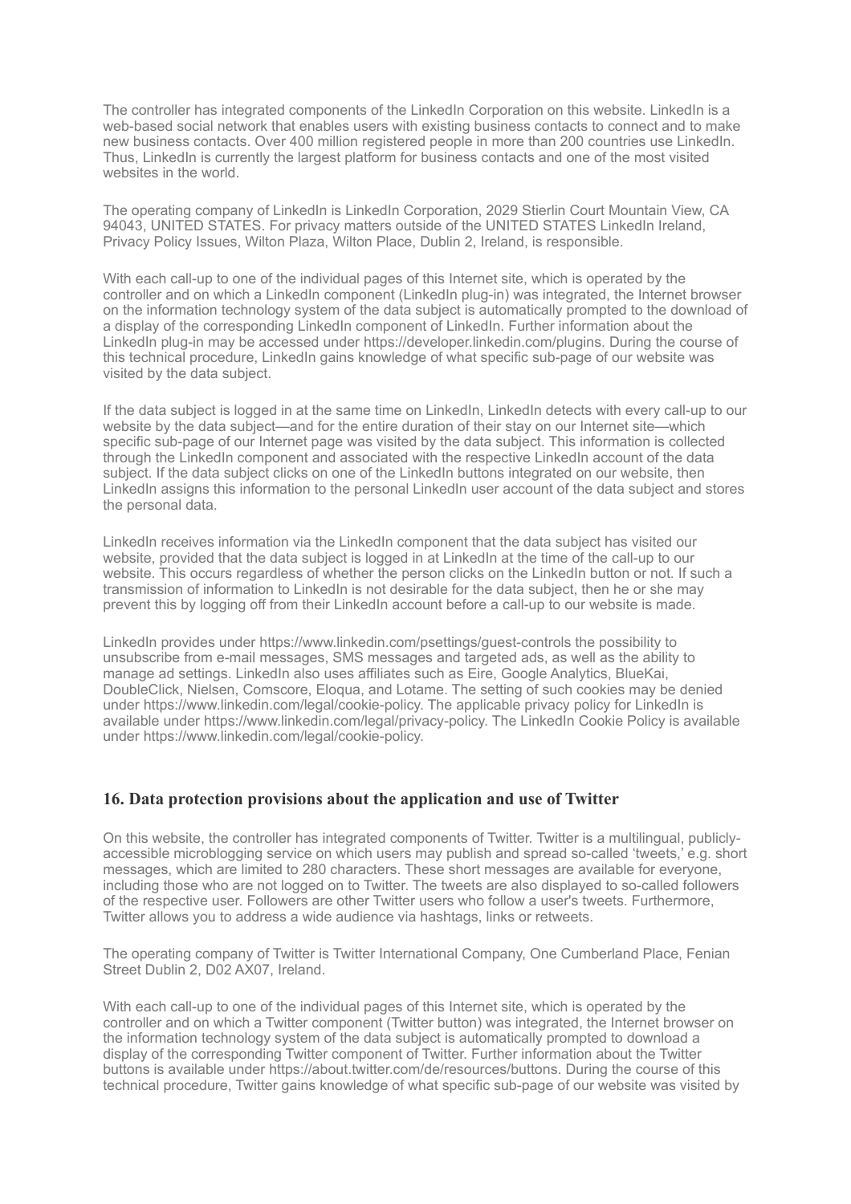The controller has integrated components of the LinkedIn Corporation on this website. LinkedIn is a web-based social network that enables users with existing business contacts to connect and to make new business contacts. Over 400 million registered people in more than 200 countries use LinkedIn. Thus, LinkedIn is currently the largest platform for business contacts and one of the most visited websites in the world.

The operating company of LinkedIn is LinkedIn Corporation, 2029 Stierlin Court Mountain View, CA 94043, UNITED STATES. For privacy matters outside of the UNITED STATES LinkedIn Ireland, Privacy Policy Issues, Wilton Plaza, Wilton Place, Dublin 2, Ireland, is responsible.

With each call-up to one of the individual pages of this Internet site, which is operated by the controller and on which a LinkedIn component (LinkedIn plug-in) was integrated, the Internet browser on the information technology system of the data subject is automatically prompted to the download of a display of the corresponding LinkedIn component of LinkedIn. Further information about the LinkedIn plug-in may be accessed under https://developer.linkedin.com/plugins. During the course of this technical procedure, LinkedIn gains knowledge of what specific sub-page of our website was visited by the data subject.

If the data subject is logged in at the same time on LinkedIn, LinkedIn detects with every call-up to our website by the data subject—and for the entire duration of their stay on our Internet site—which specific sub-page of our Internet page was visited by the data subject. This information is collected through the LinkedIn component and associated with the respective LinkedIn account of the data subject. If the data subject clicks on one of the LinkedIn buttons integrated on our website, then LinkedIn assigns this information to the personal LinkedIn user account of the data subject and stores the personal data.

LinkedIn receives information via the LinkedIn component that the data subject has visited our website, provided that the data subject is logged in at LinkedIn at the time of the call-up to our website. This occurs regardless of whether the person clicks on the LinkedIn button or not. If such a transmission of information to LinkedIn is not desirable for the data subject, then he or she may prevent this by logging off from their LinkedIn account before a call-up to our website is made.

LinkedIn provides under https://www.linkedin.com/psettings/guest-controls the possibility to unsubscribe from e-mail messages, SMS messages and targeted ads, as well as the ability to manage ad settings. LinkedIn also uses affiliates such as Eire, Google Analytics, BlueKai, DoubleClick, Nielsen, Comscore, Eloqua, and Lotame. The setting of such cookies may be denied under https://www.linkedin.com/legal/cookie-policy. The applicable privacy policy for LinkedIn is available under https://www.linkedin.com/legal/privacy-policy. The LinkedIn Cookie Policy is available under https://www.linkedin.com/legal/cookie-policy.

## 16. Data protection provisions about the application and use of Twitter

On this website, the controller has integrated components of Twitter. Twitter is a multilingual, publicly-accessible microblogging service on which users may publish and spread so-called 'tweets,' e.g. short messages, which are limited to 280 characters. These short messages are available for everyone, including those who are not logged on to Twitter. The tweets are also displayed to so-called followers of the respective user. Followers are other Twitter users who follow a user's tweets. Furthermore, Twitter allows you to address a wide audience via hashtags, links or retweets.

The operating company of Twitter is Twitter International Company, One Cumberland Place, Fenian Street Dublin 2, D02 AX07, Ireland.

With each call-up to one of the individual pages of this Internet site, which is operated by the controller and on which a Twitter component (Twitter button) was integrated, the Internet browser on the information technology system of the data subject is automatically prompted to download a display of the corresponding Twitter component of Twitter. Further information about the Twitter buttons is available under https://about.twitter.com/de/resources/buttons. During the course of this technical procedure, Twitter gains knowledge of what specific sub-page of our website was visited by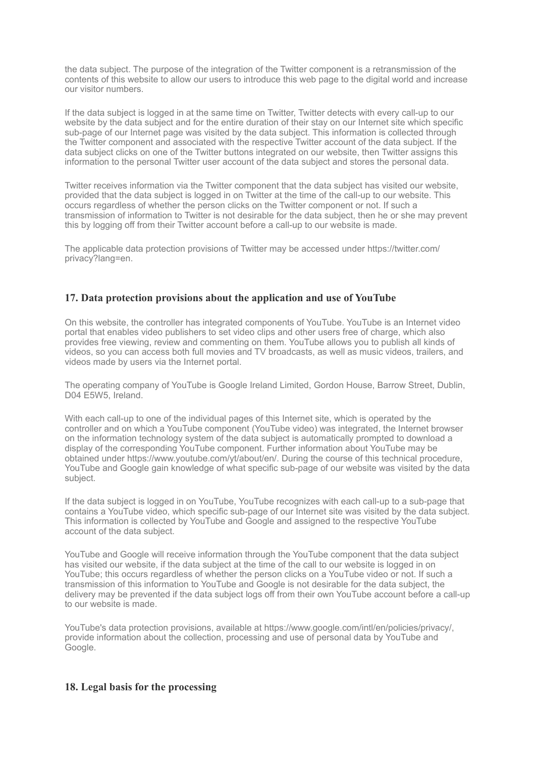the data subject. The purpose of the integration of the Twitter component is a retransmission of the contents of this website to allow our users to introduce this web page to the digital world and increase our visitor numbers.

If the data subject is logged in at the same time on Twitter, Twitter detects with every call-up to our website by the data subject and for the entire duration of their stay on our Internet site which specific sub-page of our Internet page was visited by the data subject. This information is collected through the Twitter component and associated with the respective Twitter account of the data subject. If the data subject clicks on one of the Twitter buttons integrated on our website, then Twitter assigns this information to the personal Twitter user account of the data subject and stores the personal data.

Twitter receives information via the Twitter component that the data subject has visited our website, provided that the data subject is logged in on Twitter at the time of the call-up to our website. This occurs regardless of whether the person clicks on the Twitter component or not. If such a transmission of information to Twitter is not desirable for the data subject, then he or she may prevent this by logging off from their Twitter account before a call-up to our website is made.

The applicable data protection provisions of Twitter may be accessed under https://twitter.com/privacy?lang=en.

## 17. Data protection provisions about the application and use of YouTube

On this website, the controller has integrated components of YouTube. YouTube is an Internet video portal that enables video publishers to set video clips and other users free of charge, which also provides free viewing, review and commenting on them. YouTube allows you to publish all kinds of videos, so you can access both full movies and TV broadcasts, as well as music videos, trailers, and videos made by users via the Internet portal.

The operating company of YouTube is Google Ireland Limited, Gordon House, Barrow Street, Dublin, D04 E5W5, Ireland.

With each call-up to one of the individual pages of this Internet site, which is operated by the controller and on which a YouTube component (YouTube video) was integrated, the Internet browser on the information technology system of the data subject is automatically prompted to download a display of the corresponding YouTube component. Further information about YouTube may be obtained under https://www.youtube.com/yt/about/en/. During the course of this technical procedure, YouTube and Google gain knowledge of what specific sub-page of our website was visited by the data subject.

If the data subject is logged in on YouTube, YouTube recognizes with each call-up to a sub-page that contains a YouTube video, which specific sub-page of our Internet site was visited by the data subject. This information is collected by YouTube and Google and assigned to the respective YouTube account of the data subject.

YouTube and Google will receive information through the YouTube component that the data subject has visited our website, if the data subject at the time of the call to our website is logged in on YouTube; this occurs regardless of whether the person clicks on a YouTube video or not. If such a transmission of this information to YouTube and Google is not desirable for the data subject, the delivery may be prevented if the data subject logs off from their own YouTube account before a call-up to our website is made.

YouTube's data protection provisions, available at https://www.google.com/intl/en/policies/privacy/, provide information about the collection, processing and use of personal data by YouTube and Google.

## 18. Legal basis for the processing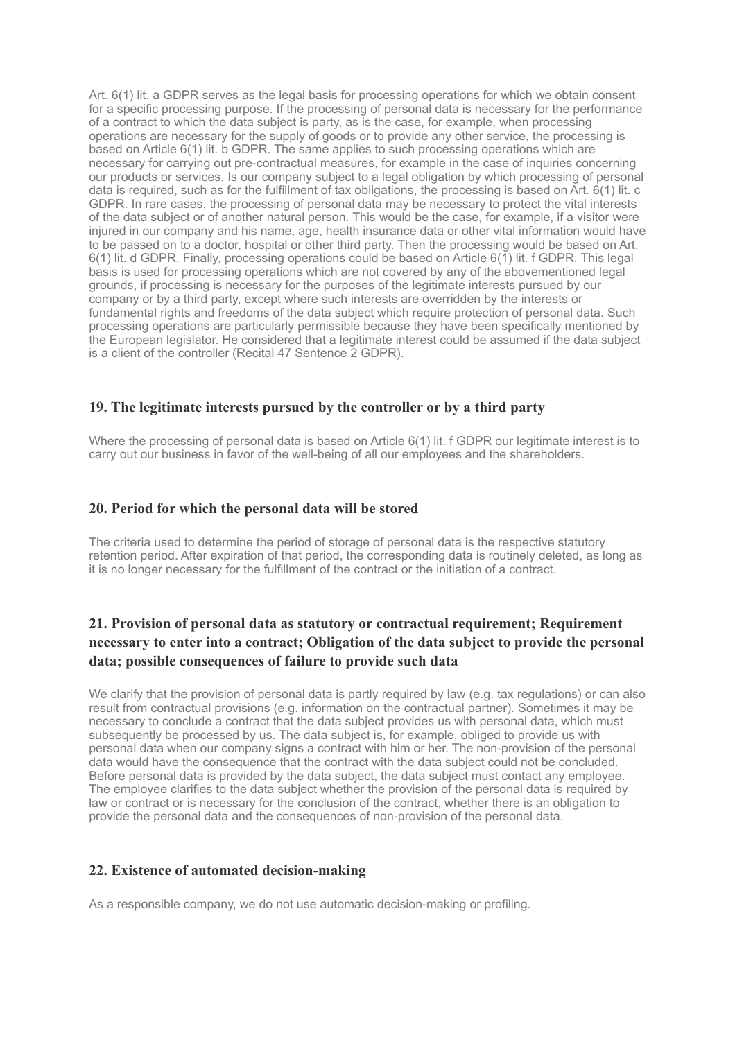Art. 6(1) lit. a GDPR serves as the legal basis for processing operations for which we obtain consent for a specific processing purpose. If the processing of personal data is necessary for the performance of a contract to which the data subject is party, as is the case, for example, when processing operations are necessary for the supply of goods or to provide any other service, the processing is based on Article 6(1) lit. b GDPR. The same applies to such processing operations which are necessary for carrying out pre-contractual measures, for example in the case of inquiries concerning our products or services. Is our company subject to a legal obligation by which processing of personal data is required, such as for the fulfillment of tax obligations, the processing is based on Art. 6(1) lit. c GDPR. In rare cases, the processing of personal data may be necessary to protect the vital interests of the data subject or of another natural person. This would be the case, for example, if a visitor were injured in our company and his name, age, health insurance data or other vital information would have to be passed on to a doctor, hospital or other third party. Then the processing would be based on Art. 6(1) lit. d GDPR. Finally, processing operations could be based on Article 6(1) lit. f GDPR. This legal basis is used for processing operations which are not covered by any of the abovementioned legal grounds, if processing is necessary for the purposes of the legitimate interests pursued by our company or by a third party, except where such interests are overridden by the interests or fundamental rights and freedoms of the data subject which require protection of personal data. Such processing operations are particularly permissible because they have been specifically mentioned by the European legislator. He considered that a legitimate interest could be assumed if the data subject is a client of the controller (Recital 47 Sentence 2 GDPR).

## 19. The legitimate interests pursued by the controller or by a third party

Where the processing of personal data is based on Article 6(1) lit. f GDPR our legitimate interest is to carry out our business in favor of the well-being of all our employees and the shareholders.

## 20. Period for which the personal data will be stored

The criteria used to determine the period of storage of personal data is the respective statutory retention period. After expiration of that period, the corresponding data is routinely deleted, as long as it is no longer necessary for the fulfillment of the contract or the initiation of a contract.

## 21. Provision of personal data as statutory or contractual requirement; Requirement necessary to enter into a contract; Obligation of the data subject to provide the personal data; possible consequences of failure to provide such data

We clarify that the provision of personal data is partly required by law (e.g. tax regulations) or can also result from contractual provisions (e.g. information on the contractual partner). Sometimes it may be necessary to conclude a contract that the data subject provides us with personal data, which must subsequently be processed by us. The data subject is, for example, obliged to provide us with personal data when our company signs a contract with him or her. The non-provision of the personal data would have the consequence that the contract with the data subject could not be concluded. Before personal data is provided by the data subject, the data subject must contact any employee. The employee clarifies to the data subject whether the provision of the personal data is required by law or contract or is necessary for the conclusion of the contract, whether there is an obligation to provide the personal data and the consequences of non-provision of the personal data.

## 22. Existence of automated decision-making

As a responsible company, we do not use automatic decision-making or profiling.